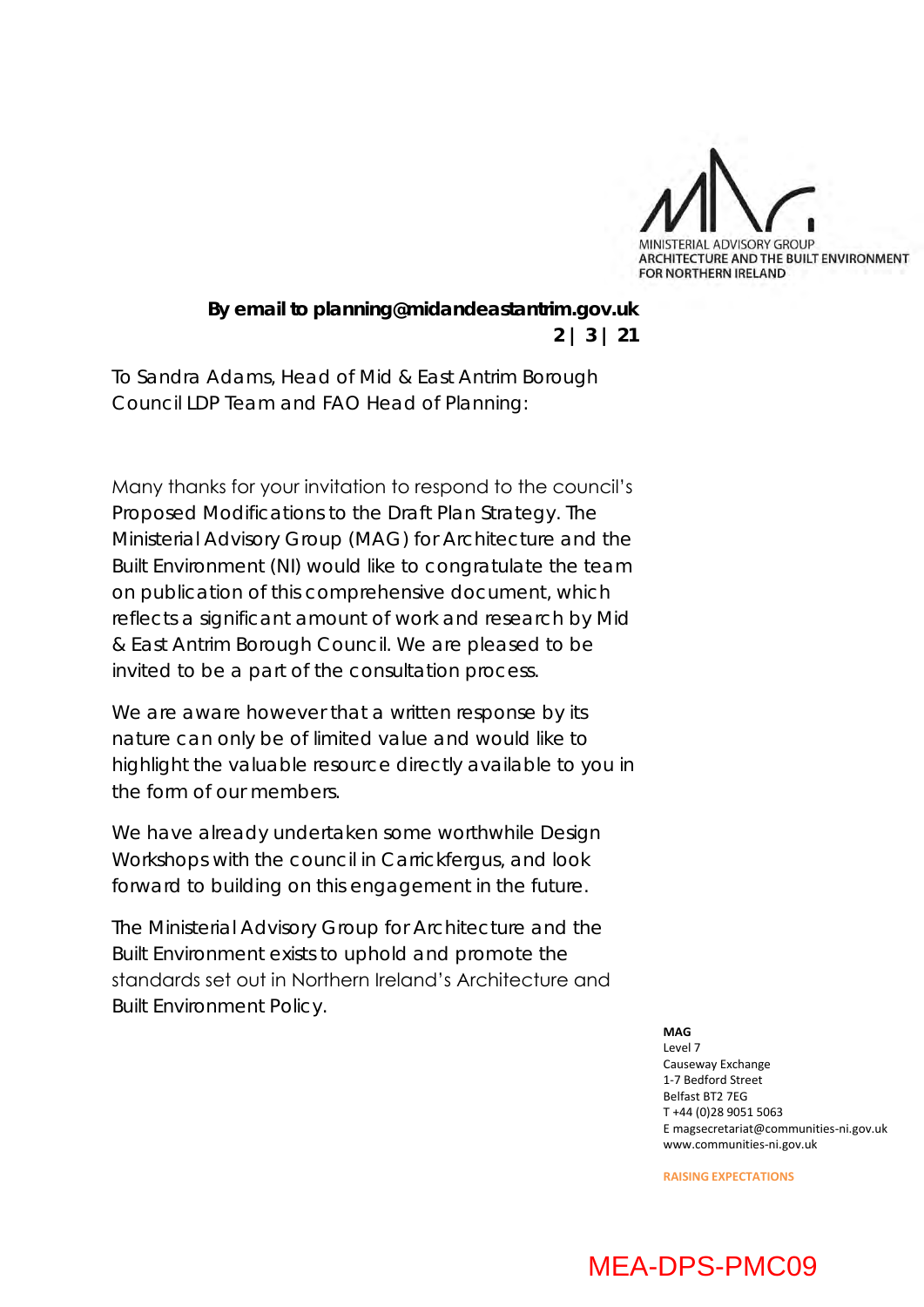MINISTERIAL ADVISORY GROUP
ARCHITECTURE AND THE BUILT ENVIRONMENT
FOR NORTHERN IRELAND

**By email to planning@midandeastantrim.gov.uk**
**2 | 3 | 21**

To Sandra Adams, Head of Mid & East Antrim Borough Council LDP Team and FAO Head of Planning:

Many thanks for your invitation to respond to the council's Proposed Modifications to the Draft Plan Strategy. The Ministerial Advisory Group (MAG) for Architecture and the Built Environment (NI) would like to congratulate the team on publication of this comprehensive document, which reflects a significant amount of work and research by Mid & East Antrim Borough Council. We are pleased to be invited to be a part of the consultation process.

We are aware however that a written response by its nature can only be of limited value and would like to highlight the valuable resource directly available to you in the form of our members.

We have already undertaken some worthwhile Design Workshops with the council in Carrickfergus, and look forward to building on this engagement in the future.

The Ministerial Advisory Group for Architecture and the Built Environment exists to uphold and promote the standards set out in Northern Ireland's Architecture and Built Environment Policy.

**MAG**
Level 7
Causeway Exchange
1-7 Bedford Street
Belfast BT2 7EG
T +44 (0)28 9051 5063
E magsecretariat@communities-ni.gov.uk
www.communities-ni.gov.uk

**RAISING EXPECTATIONS**

MEA-DPS-PMC09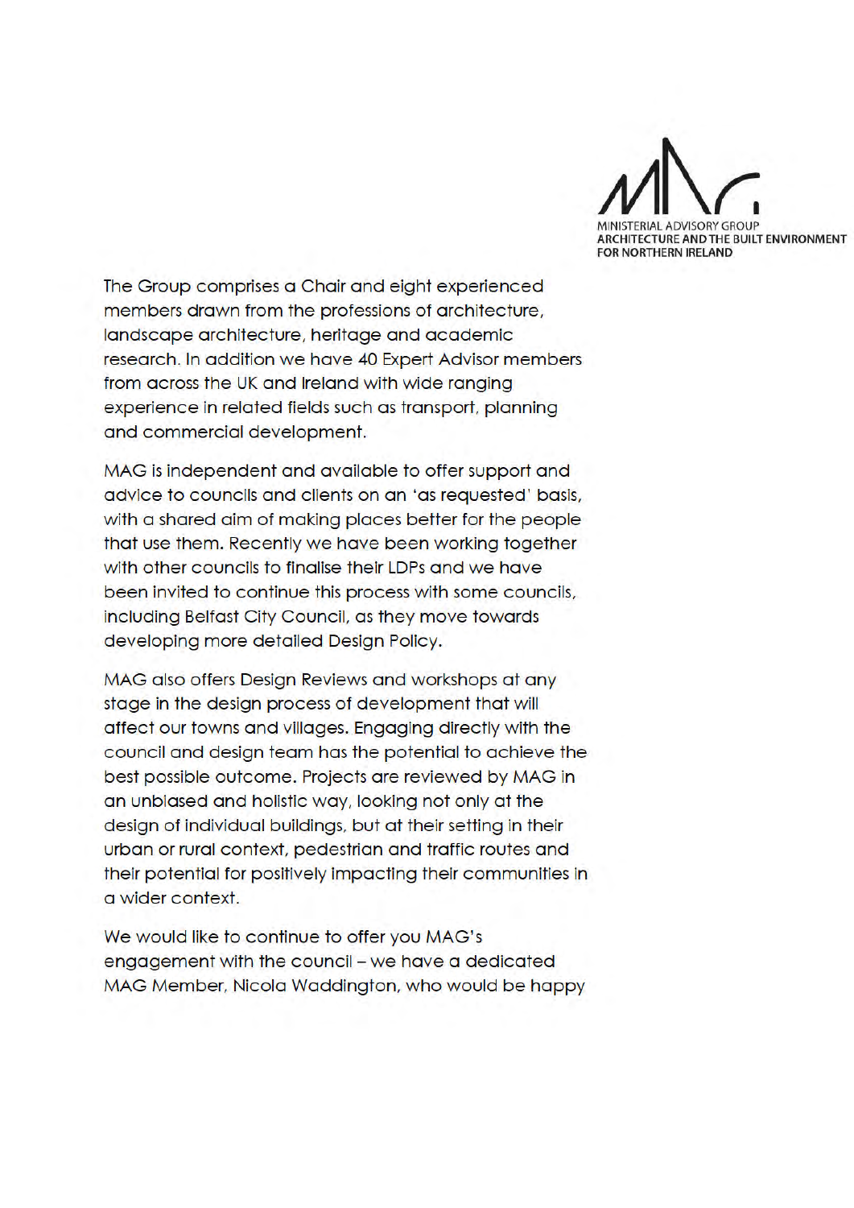MINISTERIAL ADVISORY GROUP
**ARCHITECTURE AND THE BUILT ENVIRONMENT FOR NORTHERN IRELAND**

The Group comprises a Chair and eight experienced members drawn from the professions of architecture, landscape architecture, heritage and academic research. In addition we have 40 Expert Advisor members from across the UK and Ireland with wide ranging experience in related fields such as transport, planning and commercial development.

MAG is independent and available to offer support and advice to councils and clients on an 'as requested' basis, with a shared aim of making places better for the people that use them. Recently we have been working together with other councils to finalise their LDPs and we have been invited to continue this process with some councils, including Belfast City Council, as they move towards developing more detailed Design Policy.

MAG also offers Design Reviews and workshops at any stage in the design process of development that will affect our towns and villages. Engaging directly with the council and design team has the potential to achieve the best possible outcome. Projects are reviewed by MAG in an unbiased and holistic way, looking not only at the design of individual buildings, but at their setting in their urban or rural context, pedestrian and traffic routes and their potential for positively impacting their communities in a wider context.

We would like to continue to offer you MAG's engagement with the council – we have a dedicated MAG Member, Nicola Waddington, who would be happy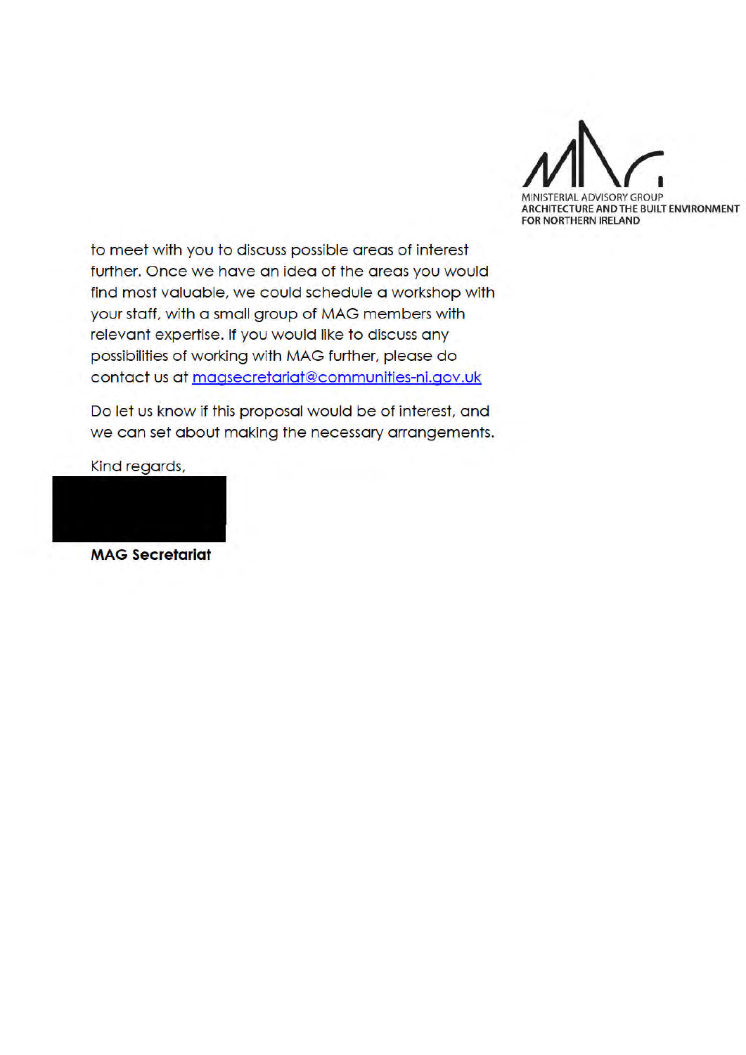MINISTERIAL ADVISORY GROUP
ARCHITECTURE AND THE BUILT ENVIRONMENT
FOR NORTHERN IRELAND

to meet with you to discuss possible areas of interest further. Once we have an idea of the areas you would find most valuable, we could schedule a workshop with your staff, with a small group of MAG members with relevant expertise. If you would like to discuss any possibilities of working with MAG further, please do contact us at magsecretariat@communities-ni.gov.uk

Do let us know if this proposal would be of interest, and we can set about making the necessary arrangements.

Kind regards,

**MAG Secretariat**